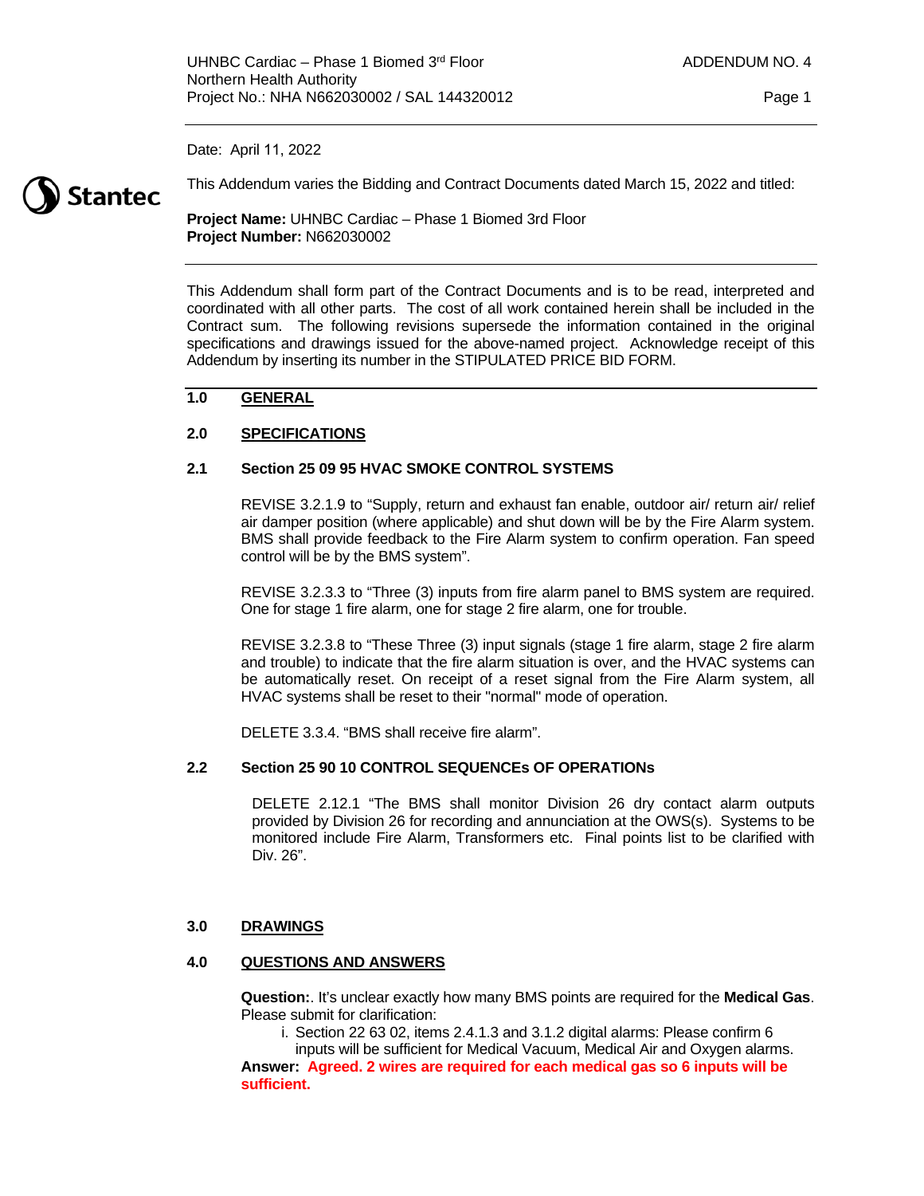Date: April 11, 2022

This Addendum varies the Bidding and Contract Documents dated March 15, 2022 and titled:

**Project Name:** UHNBC Cardiac – Phase 1 Biomed 3rd Floor
**Project Number:** N662030002

---

This Addendum shall form part of the Contract Documents and is to be read, interpreted and coordinated with all other parts. The cost of all work contained herein shall be included in the Contract sum. The following revisions supersede the information contained in the original specifications and drawings issued for the above-named project. Acknowledge receipt of this Addendum by inserting its number in the STIPULATED PRICE BID FORM.

## 1.0 GENERAL

## 2.0 SPECIFICATIONS

### 2.1 Section 25 09 95 HVAC SMOKE CONTROL SYSTEMS

REVISE 3.2.1.9 to "Supply, return and exhaust fan enable, outdoor air/ return air/ relief air damper position (where applicable) and shut down will be by the Fire Alarm system. BMS shall provide feedback to the Fire Alarm system to confirm operation. Fan speed control will be by the BMS system".

REVISE 3.2.3.3 to "Three (3) inputs from fire alarm panel to BMS system are required. One for stage 1 fire alarm, one for stage 2 fire alarm, one for trouble.

REVISE 3.2.3.8 to "These Three (3) input signals (stage 1 fire alarm, stage 2 fire alarm and trouble) to indicate that the fire alarm situation is over, and the HVAC systems can be automatically reset. On receipt of a reset signal from the Fire Alarm system, all HVAC systems shall be reset to their "normal" mode of operation.

DELETE 3.3.4. "BMS shall receive fire alarm".

### 2.2 Section 25 90 10 CONTROL SEQUENCEs OF OPERATIONs

DELETE 2.12.1 "The BMS shall monitor Division 26 dry contact alarm outputs provided by Division 26 for recording and annunciation at the OWS(s). Systems to be monitored include Fire Alarm, Transformers etc. Final points list to be clarified with Div. 26".

## 3.0 DRAWINGS

## 4.0 QUESTIONS AND ANSWERS

**Question:**. It's unclear exactly how many BMS points are required for the **Medical Gas**. Please submit for clarification:

i. Section 22 63 02, items 2.4.1.3 and 3.1.2 digital alarms: Please confirm 6 inputs will be sufficient for Medical Vacuum, Medical Air and Oxygen alarms.

**Answer:** **Agreed. 2 wires are required for each medical gas so 6 inputs will be sufficient.**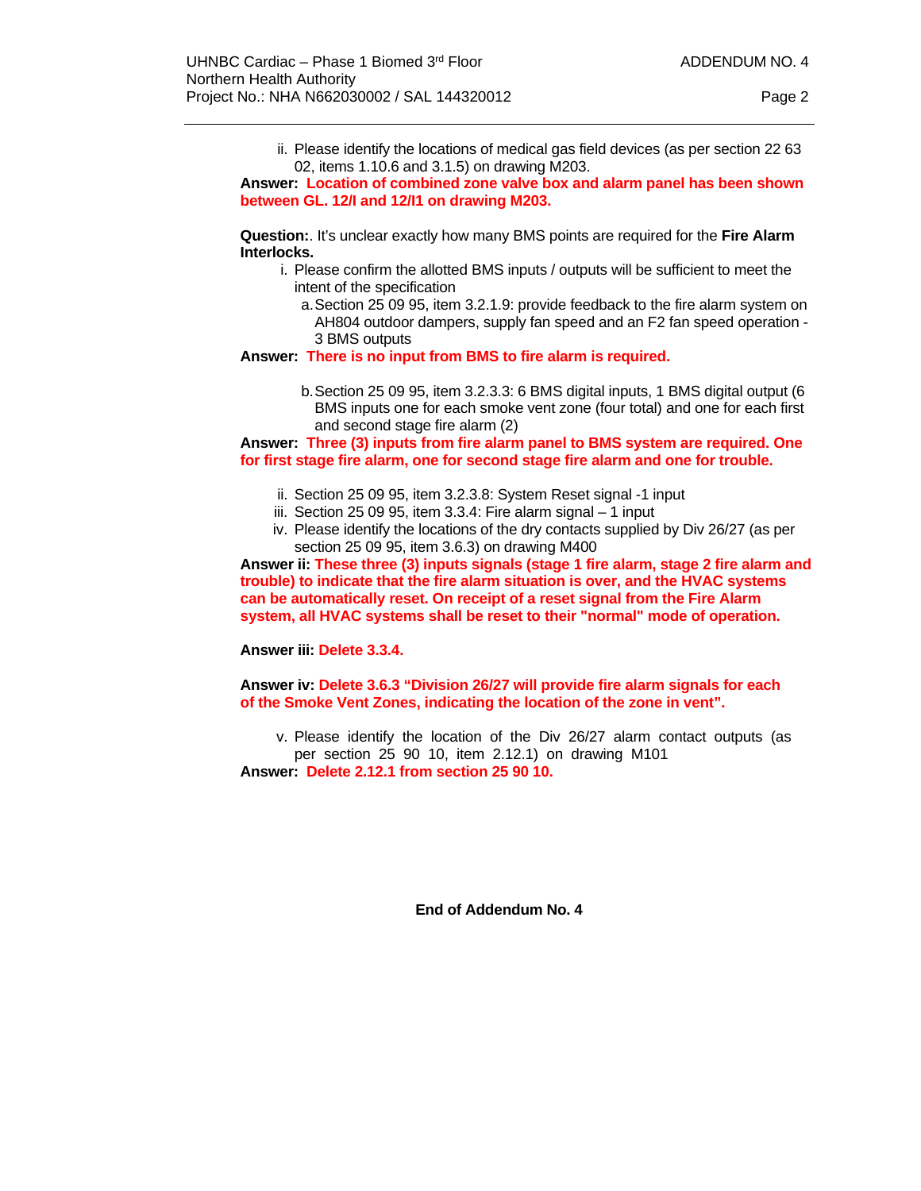ii. Please identify the locations of medical gas field devices (as per section 22 63 02, items 1.10.6 and 3.1.5) on drawing M203.

**Answer: Location of combined zone valve box and alarm panel has been shown between GL. 12/I and 12/I1 on drawing M203.**

**Question:**. It's unclear exactly how many BMS points are required for the **Fire Alarm Interlocks.**

i. Please confirm the allotted BMS inputs / outputs will be sufficient to meet the intent of the specification

   a. Section 25 09 95, item 3.2.1.9: provide feedback to the fire alarm system on AH804 outdoor dampers, supply fan speed and an F2 fan speed operation - 3 BMS outputs

**Answer: There is no input from BMS to fire alarm is required.**

   b. Section 25 09 95, item 3.2.3.3: 6 BMS digital inputs, 1 BMS digital output (6 BMS inputs one for each smoke vent zone (four total) and one for each first and second stage fire alarm (2)

**Answer: Three (3) inputs from fire alarm panel to BMS system are required. One for first stage fire alarm, one for second stage fire alarm and one for trouble.**

ii. Section 25 09 95, item 3.2.3.8: System Reset signal -1 input

iii. Section 25 09 95, item 3.3.4: Fire alarm signal – 1 input

iv. Please identify the locations of the dry contacts supplied by Div 26/27 (as per section 25 09 95, item 3.6.3) on drawing M400

**Answer ii: These three (3) inputs signals (stage 1 fire alarm, stage 2 fire alarm and trouble) to indicate that the fire alarm situation is over, and the HVAC systems can be automatically reset. On receipt of a reset signal from the Fire Alarm system, all HVAC systems shall be reset to their "normal" mode of operation.**

**Answer iii: Delete 3.3.4.**

**Answer iv: Delete 3.6.3 "Division 26/27 will provide fire alarm signals for each of the Smoke Vent Zones, indicating the location of the zone in vent".**

v. Please identify the location of the Div 26/27 alarm contact outputs (as per section 25 90 10, item 2.12.1) on drawing M101

**Answer: Delete 2.12.1 from section 25 90 10.**

**End of Addendum No. 4**